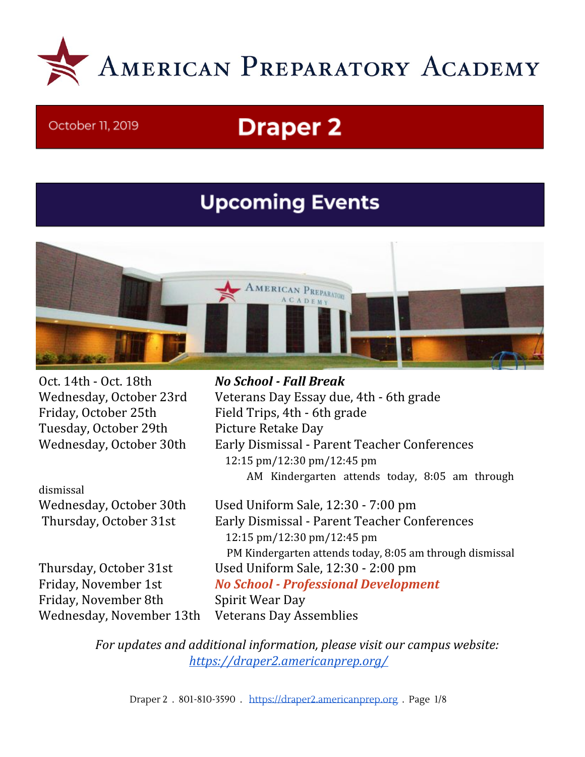# American Preparatory Academy

October 11, 2019

# Draper 2

## Upcoming Events

| | |
|---|---|
| Oct. 14th - Oct. 18th | ***No School - Fall Break*** |
| Wednesday, October 23rd | Veterans Day Essay due, 4th - 6th grade |
| Friday, October 25th | Field Trips, 4th - 6th grade |
| Tuesday, October 29th | Picture Retake Day |
| Wednesday, October 30th | Early Dismissal - Parent Teacher Conferences<br>12:15 pm/12:30 pm/12:45 pm<br>AM Kindergarten attends today, 8:05 am through dismissal |
| Wednesday, October 30th | Used Uniform Sale, 12:30 - 7:00 pm |
| Thursday, October 31st | Early Dismissal - Parent Teacher Conferences<br>12:15 pm/12:30 pm/12:45 pm<br>PM Kindergarten attends today, 8:05 am through dismissal |
| Thursday, October 31st | Used Uniform Sale, 12:30 - 2:00 pm |
| Friday, November 1st | ***No School - Professional Development*** |
| Friday, November 8th | Spirit Wear Day |
| Wednesday, November 13th | Veterans Day Assemblies |

*For updates and additional information, please visit our campus website:*
*https://draper2.americanprep.org/*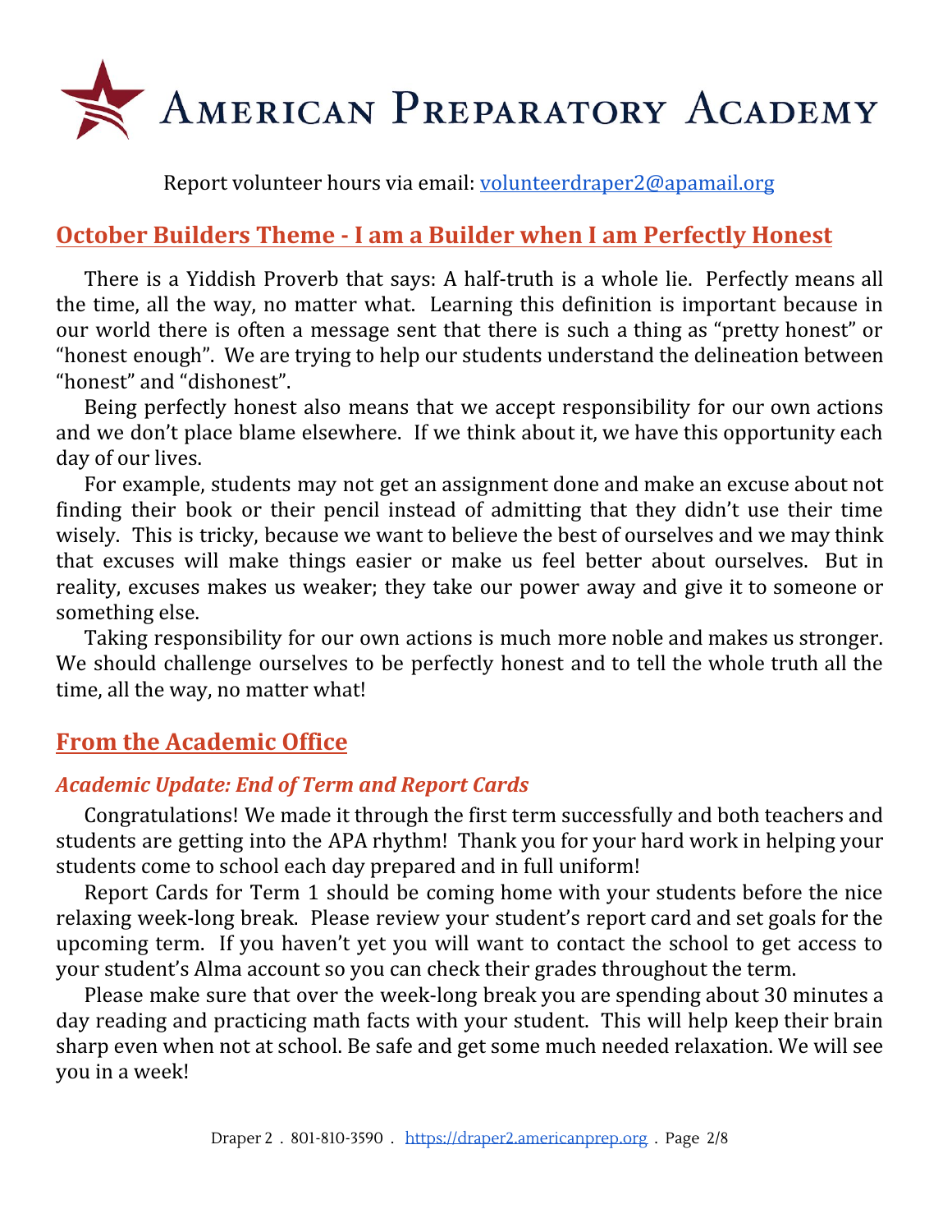# American Preparatory Academy

Report volunteer hours via email: volunteerdraper2@apamail.org

## October Builders Theme - I am a Builder when I am Perfectly Honest

There is a Yiddish Proverb that says: A half-truth is a whole lie. Perfectly means all the time, all the way, no matter what. Learning this definition is important because in our world there is often a message sent that there is such a thing as "pretty honest" or "honest enough". We are trying to help our students understand the delineation between "honest" and "dishonest".

Being perfectly honest also means that we accept responsibility for our own actions and we don't place blame elsewhere. If we think about it, we have this opportunity each day of our lives.

For example, students may not get an assignment done and make an excuse about not finding their book or their pencil instead of admitting that they didn't use their time wisely. This is tricky, because we want to believe the best of ourselves and we may think that excuses will make things easier or make us feel better about ourselves. But in reality, excuses makes us weaker; they take our power away and give it to someone or something else.

Taking responsibility for our own actions is much more noble and makes us stronger. We should challenge ourselves to be perfectly honest and to tell the whole truth all the time, all the way, no matter what!

## From the Academic Office

### *Academic Update: End of Term and Report Cards*

Congratulations! We made it through the first term successfully and both teachers and students are getting into the APA rhythm! Thank you for your hard work in helping your students come to school each day prepared and in full uniform!

Report Cards for Term 1 should be coming home with your students before the nice relaxing week-long break. Please review your student's report card and set goals for the upcoming term. If you haven't yet you will want to contact the school to get access to your student's Alma account so you can check their grades throughout the term.

Please make sure that over the week-long break you are spending about 30 minutes a day reading and practicing math facts with your student. This will help keep their brain sharp even when not at school. Be safe and get some much needed relaxation. We will see you in a week!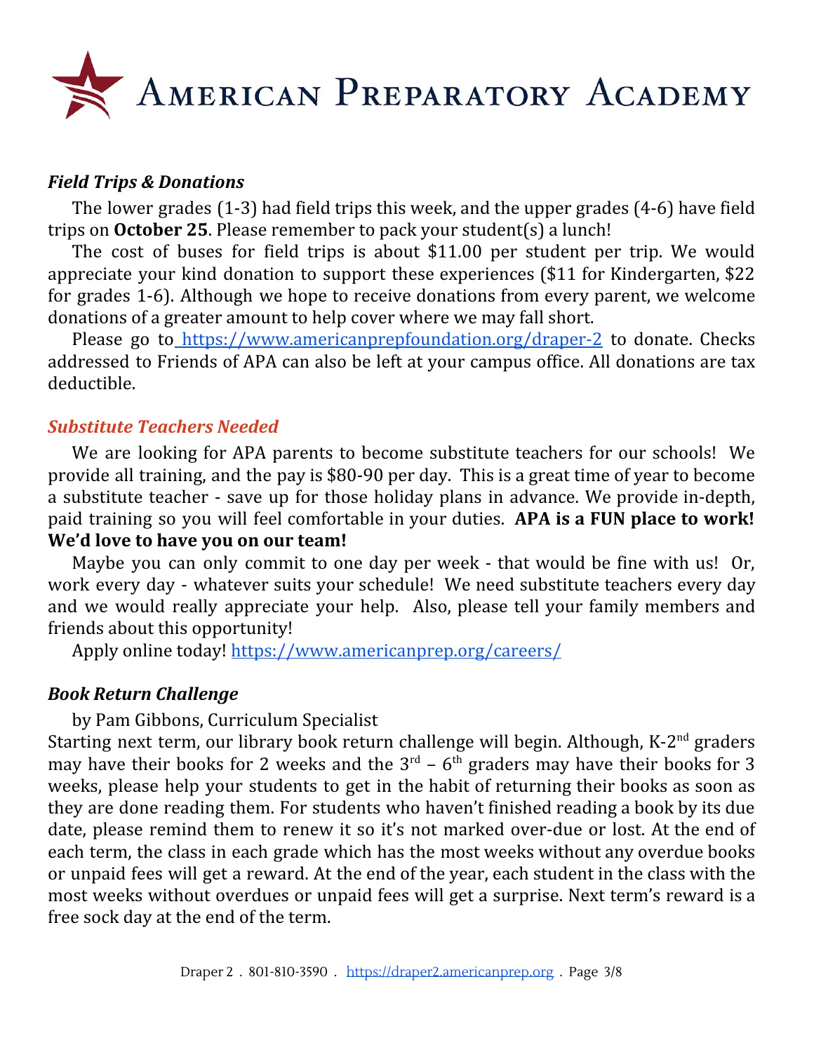### *Field Trips & Donations*

The lower grades (1-3) had field trips this week, and the upper grades (4-6) have field trips on **October 25**. Please remember to pack your student(s) a lunch!

The cost of buses for field trips is about $11.00 per student per trip. We would appreciate your kind donation to support these experiences ($11 for Kindergarten, $22 for grades 1-6). Although we hope to receive donations from every parent, we welcome donations of a greater amount to help cover where we may fall short.

Please go to https://www.americanprepfoundation.org/draper-2 to donate. Checks addressed to Friends of APA can also be left at your campus office. All donations are tax deductible.

### *Substitute Teachers Needed*

We are looking for APA parents to become substitute teachers for our schools! We provide all training, and the pay is $80-90 per day. This is a great time of year to become a substitute teacher - save up for those holiday plans in advance. We provide in-depth, paid training so you will feel comfortable in your duties. **APA is a FUN place to work! We'd love to have you on our team!**

Maybe you can only commit to one day per week - that would be fine with us! Or, work every day - whatever suits your schedule! We need substitute teachers every day and we would really appreciate your help. Also, please tell your family members and friends about this opportunity!

Apply online today! https://www.americanprep.org/careers/

### *Book Return Challenge*

by Pam Gibbons, Curriculum Specialist

Starting next term, our library book return challenge will begin. Although, K-2nd graders may have their books for 2 weeks and the 3rd – 6th graders may have their books for 3 weeks, please help your students to get in the habit of returning their books as soon as they are done reading them. For students who haven't finished reading a book by its due date, please remind them to renew it so it's not marked over-due or lost. At the end of each term, the class in each grade which has the most weeks without any overdue books or unpaid fees will get a reward. At the end of the year, each student in the class with the most weeks without overdues or unpaid fees will get a surprise. Next term's reward is a free sock day at the end of the term.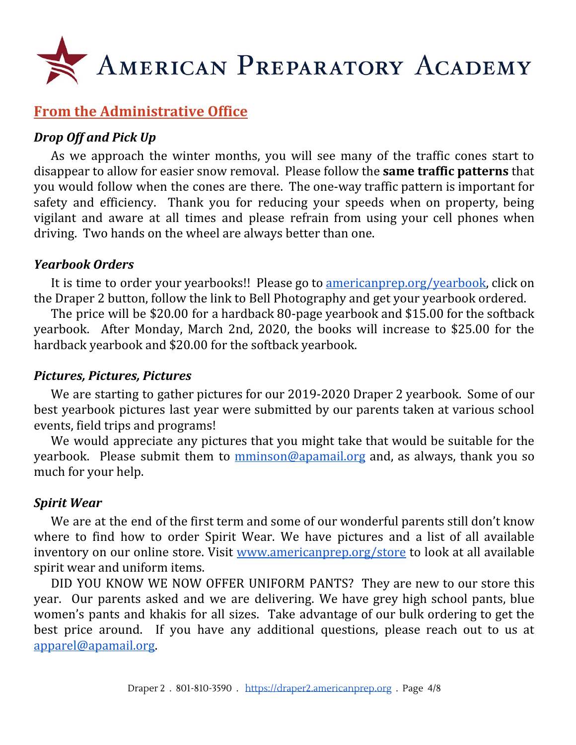# AMERICAN PREPARATORY ACADEMY

## From the Administrative Office

### *Drop Off and Pick Up*

As we approach the winter months, you will see many of the traffic cones start to disappear to allow for easier snow removal. Please follow the **same traffic patterns** that you would follow when the cones are there. The one-way traffic pattern is important for safety and efficiency. Thank you for reducing your speeds when on property, being vigilant and aware at all times and please refrain from using your cell phones when driving. Two hands on the wheel are always better than one.

### *Yearbook Orders*

It is time to order your yearbooks!! Please go to americanprep.org/yearbook, click on the Draper 2 button, follow the link to Bell Photography and get your yearbook ordered.

The price will be $20.00 for a hardback 80-page yearbook and $15.00 for the softback yearbook. After Monday, March 2nd, 2020, the books will increase to $25.00 for the hardback yearbook and $20.00 for the softback yearbook.

### *Pictures, Pictures, Pictures*

We are starting to gather pictures for our 2019-2020 Draper 2 yearbook. Some of our best yearbook pictures last year were submitted by our parents taken at various school events, field trips and programs!

We would appreciate any pictures that you might take that would be suitable for the yearbook. Please submit them to mminson@apamail.org and, as always, thank you so much for your help.

### *Spirit Wear*

We are at the end of the first term and some of our wonderful parents still don't know where to find how to order Spirit Wear. We have pictures and a list of all available inventory on our online store. Visit www.americanprep.org/store to look at all available spirit wear and uniform items.

DID YOU KNOW WE NOW OFFER UNIFORM PANTS? They are new to our store this year. Our parents asked and we are delivering. We have grey high school pants, blue women's pants and khakis for all sizes. Take advantage of our bulk ordering to get the best price around. If you have any additional questions, please reach out to us at apparel@apamail.org.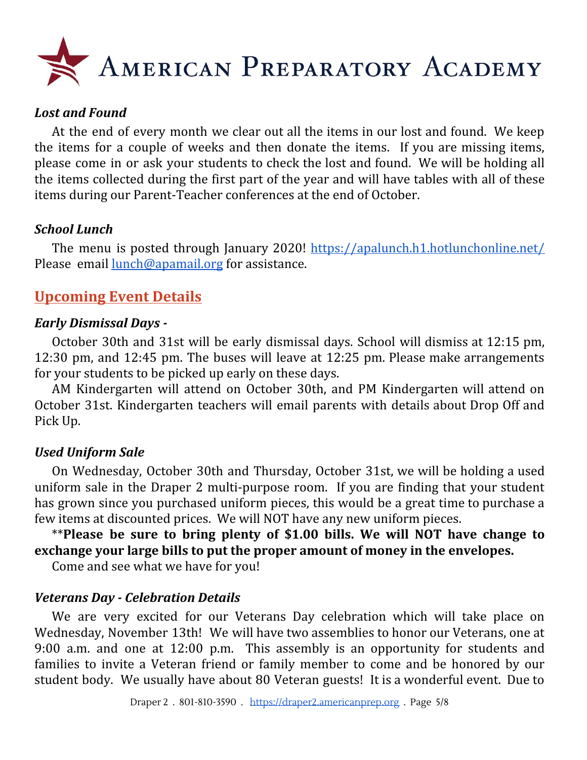# American Preparatory Academy

### *Lost and Found*

At the end of every month we clear out all the items in our lost and found. We keep the items for a couple of weeks and then donate the items. If you are missing items, please come in or ask your students to check the lost and found. We will be holding all the items collected during the first part of the year and will have tables with all of these items during our Parent-Teacher conferences at the end of October.

### *School Lunch*

The menu is posted through January 2020! https://apalunch.h1.hotlunchonline.net/ Please email lunch@apamail.org for assistance.

## Upcoming Event Details

### *Early Dismissal Days -*

October 30th and 31st will be early dismissal days. School will dismiss at 12:15 pm, 12:30 pm, and 12:45 pm. The buses will leave at 12:25 pm. Please make arrangements for your students to be picked up early on these days.

AM Kindergarten will attend on October 30th, and PM Kindergarten will attend on October 31st. Kindergarten teachers will email parents with details about Drop Off and Pick Up.

### *Used Uniform Sale*

On Wednesday, October 30th and Thursday, October 31st, we will be holding a used uniform sale in the Draper 2 multi-purpose room. If you are finding that your student has grown since you purchased uniform pieces, this would be a great time to purchase a few items at discounted prices. We will NOT have any new uniform pieces.

\*\***Please be sure to bring plenty of $1.00 bills. We will NOT have change to exchange your large bills to put the proper amount of money in the envelopes.**

Come and see what we have for you!

### *Veterans Day - Celebration Details*

We are very excited for our Veterans Day celebration which will take place on Wednesday, November 13th! We will have two assemblies to honor our Veterans, one at 9:00 a.m. and one at 12:00 p.m. This assembly is an opportunity for students and families to invite a Veteran friend or family member to come and be honored by our student body. We usually have about 80 Veteran guests! It is a wonderful event. Due to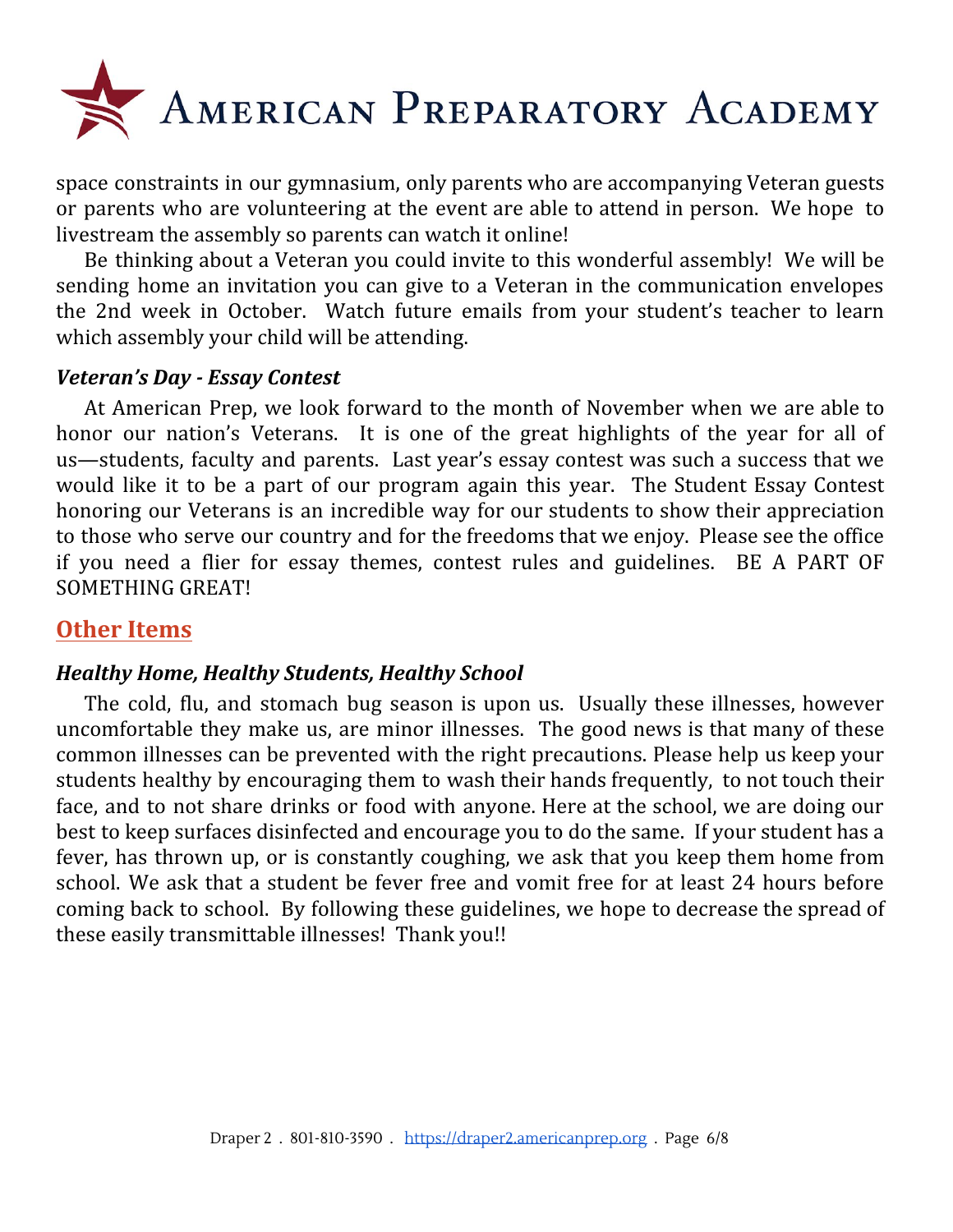space constraints in our gymnasium, only parents who are accompanying Veteran guests or parents who are volunteering at the event are able to attend in person. We hope to livestream the assembly so parents can watch it online!

Be thinking about a Veteran you could invite to this wonderful assembly! We will be sending home an invitation you can give to a Veteran in the communication envelopes the 2nd week in October. Watch future emails from your student's teacher to learn which assembly your child will be attending.

### *Veteran's Day - Essay Contest*

At American Prep, we look forward to the month of November when we are able to honor our nation's Veterans. It is one of the great highlights of the year for all of us—students, faculty and parents. Last year's essay contest was such a success that we would like it to be a part of our program again this year. The Student Essay Contest honoring our Veterans is an incredible way for our students to show their appreciation to those who serve our country and for the freedoms that we enjoy. Please see the office if you need a flier for essay themes, contest rules and guidelines. BE A PART OF SOMETHING GREAT!

## Other Items

### *Healthy Home, Healthy Students, Healthy School*

The cold, flu, and stomach bug season is upon us. Usually these illnesses, however uncomfortable they make us, are minor illnesses. The good news is that many of these common illnesses can be prevented with the right precautions. Please help us keep your students healthy by encouraging them to wash their hands frequently, to not touch their face, and to not share drinks or food with anyone. Here at the school, we are doing our best to keep surfaces disinfected and encourage you to do the same. If your student has a fever, has thrown up, or is constantly coughing, we ask that you keep them home from school. We ask that a student be fever free and vomit free for at least 24 hours before coming back to school. By following these guidelines, we hope to decrease the spread of these easily transmittable illnesses! Thank you!!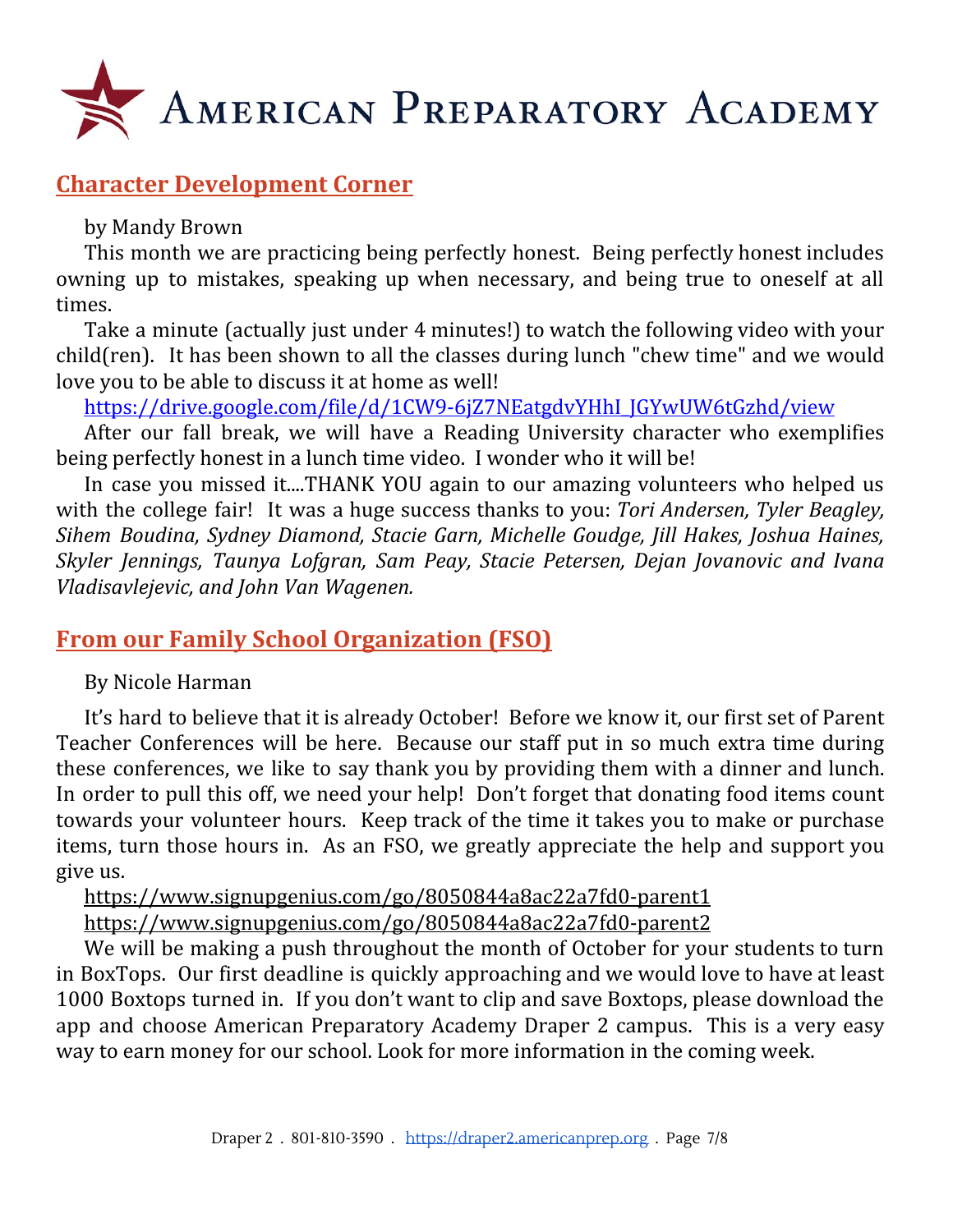# American Preparatory Academy

## Character Development Corner

by Mandy Brown

This month we are practicing being perfectly honest. Being perfectly honest includes owning up to mistakes, speaking up when necessary, and being true to oneself at all times.

Take a minute (actually just under 4 minutes!) to watch the following video with your child(ren). It has been shown to all the classes during lunch "chew time" and we would love you to be able to discuss it at home as well!

https://drive.google.com/file/d/1CW9-6jZ7NEatgdvYHhI_JGYwUW6tGzhd/view

After our fall break, we will have a Reading University character who exemplifies being perfectly honest in a lunch time video. I wonder who it will be!

In case you missed it....THANK YOU again to our amazing volunteers who helped us with the college fair! It was a huge success thanks to you: *Tori Andersen, Tyler Beagley, Sihem Boudina, Sydney Diamond, Stacie Garn, Michelle Goudge, Jill Hakes, Joshua Haines, Skyler Jennings, Taunya Lofgran, Sam Peay, Stacie Petersen, Dejan Jovanovic and Ivana Vladisavlejevic, and John Van Wagenen.*

## From our Family School Organization (FSO)

By Nicole Harman

It's hard to believe that it is already October! Before we know it, our first set of Parent Teacher Conferences will be here. Because our staff put in so much extra time during these conferences, we like to say thank you by providing them with a dinner and lunch. In order to pull this off, we need your help! Don't forget that donating food items count towards your volunteer hours. Keep track of the time it takes you to make or purchase items, turn those hours in. As an FSO, we greatly appreciate the help and support you give us.

https://www.signupgenius.com/go/8050844a8ac22a7fd0-parent1
https://www.signupgenius.com/go/8050844a8ac22a7fd0-parent2

We will be making a push throughout the month of October for your students to turn in BoxTops. Our first deadline is quickly approaching and we would love to have at least 1000 Boxtops turned in. If you don't want to clip and save Boxtops, please download the app and choose American Preparatory Academy Draper 2 campus. This is a very easy way to earn money for our school. Look for more information in the coming week.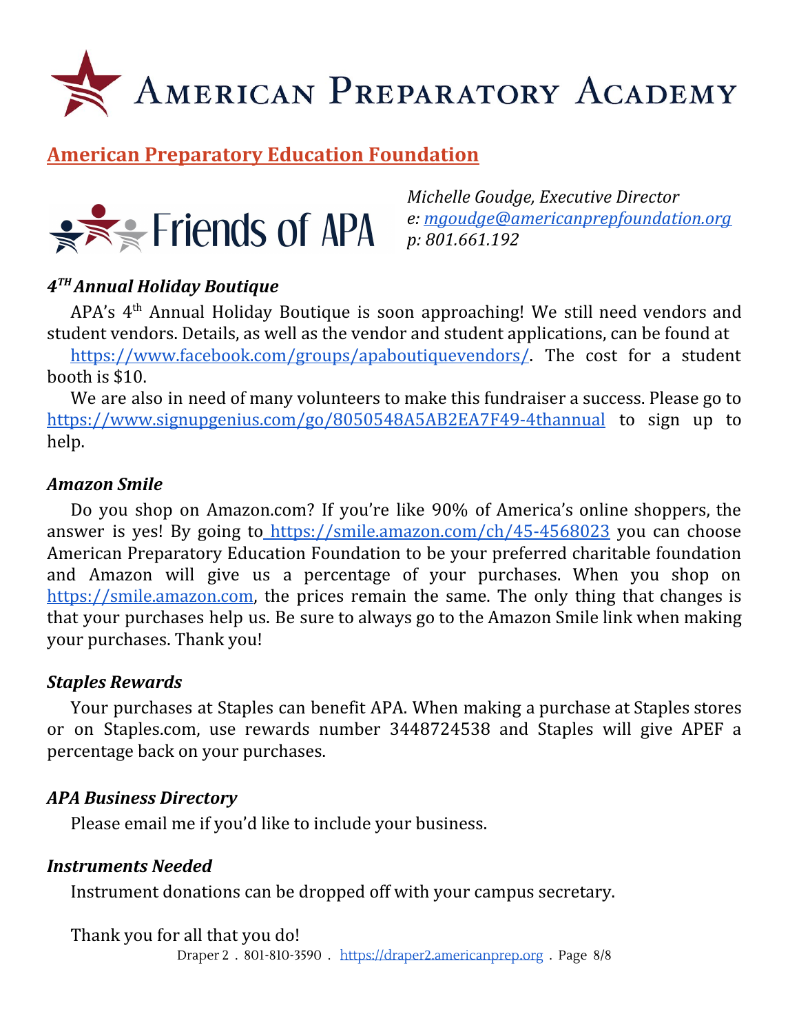# American Preparatory Academy

## American Preparatory Education Foundation

Friends of APA

*Michelle Goudge, Executive Director*
*e: mgoudge@americanprepfoundation.org*
*p: 801.661.192*

### *4TH Annual Holiday Boutique*

APA's 4th Annual Holiday Boutique is soon approaching! We still need vendors and student vendors. Details, as well as the vendor and student applications, can be found at https://www.facebook.com/groups/apaboutiquevendors/. The cost for a student booth is $10.

We are also in need of many volunteers to make this fundraiser a success. Please go to https://www.signupgenius.com/go/8050548A5AB2EA7F49-4thannual to sign up to help.

### *Amazon Smile*

Do you shop on Amazon.com? If you're like 90% of America's online shoppers, the answer is yes! By going to https://smile.amazon.com/ch/45-4568023 you can choose American Preparatory Education Foundation to be your preferred charitable foundation and Amazon will give us a percentage of your purchases. When you shop on https://smile.amazon.com, the prices remain the same. The only thing that changes is that your purchases help us. Be sure to always go to the Amazon Smile link when making your purchases. Thank you!

### *Staples Rewards*

Your purchases at Staples can benefit APA. When making a purchase at Staples stores or on Staples.com, use rewards number 3448724538 and Staples will give APEF a percentage back on your purchases.

### *APA Business Directory*

Please email me if you'd like to include your business.

### *Instruments Needed*

Instrument donations can be dropped off with your campus secretary.

Thank you for all that you do!